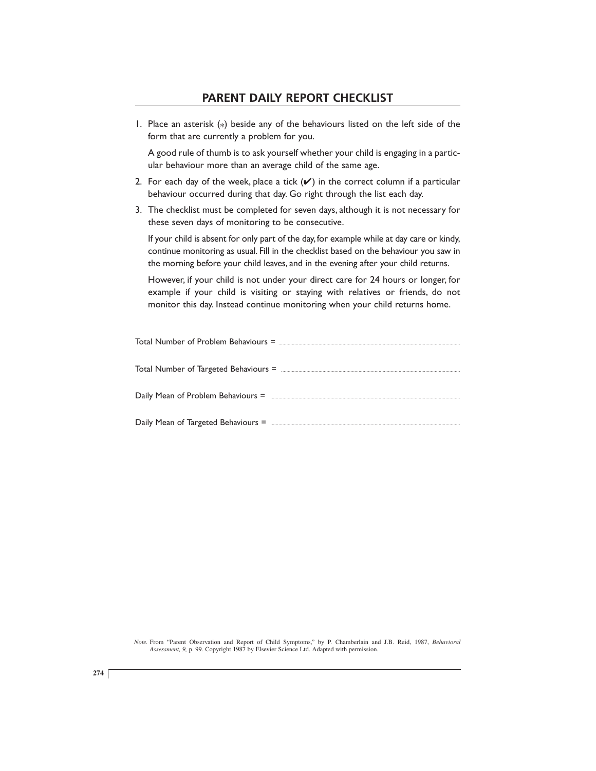# PARENT DAILY REPORT CHECKLIST

1. Place an asterisk (*) beside any of the behaviours listed on the left side of the form that are currently a problem for you.

   A good rule of thumb is to ask yourself whether your child is engaging in a particular behaviour more than an average child of the same age.

2. For each day of the week, place a tick (✔) in the correct column if a particular behaviour occurred during that day. Go right through the list each day.

3. The checklist must be completed for seven days, although it is not necessary for these seven days of monitoring to be consecutive.

   If your child is absent for only part of the day, for example while at day care or kindy, continue monitoring as usual. Fill in the checklist based on the behaviour you saw in the morning before your child leaves, and in the evening after your child returns.

   However, if your child is not under your direct care for 24 hours or longer, for example if your child is visiting or staying with relatives or friends, do not monitor this day. Instead continue monitoring when your child returns home.

Total Number of Problem Behaviours = ..............................

Total Number of Targeted Behaviours = ..............................

Daily Mean of Problem Behaviours = ..............................

Daily Mean of Targeted Behaviours = ..............................

*Note*. From "Parent Observation and Report of Child Symptoms," by P. Chamberlain and J.B. Reid, 1987, *Behavioral Assessment, 9,* p. 99. Copyright 1987 by Elsevier Science Ltd. Adapted with permission.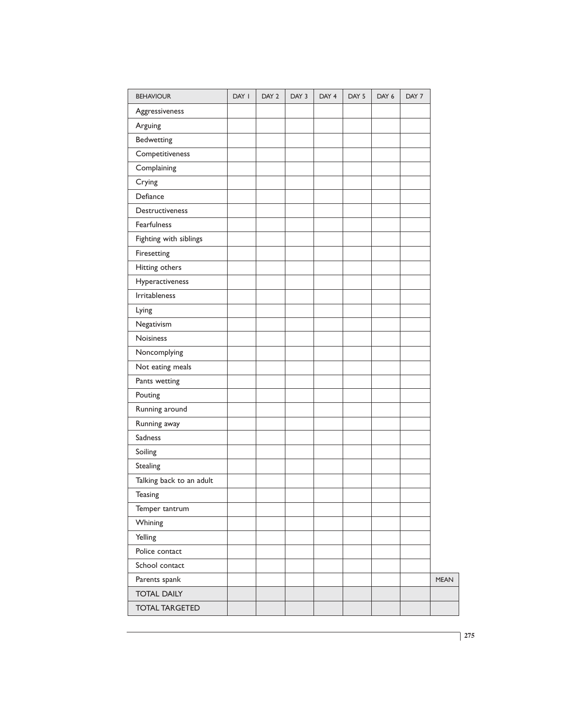| BEHAVIOUR | DAY 1 | DAY 2 | DAY 3 | DAY 4 | DAY 5 | DAY 6 | DAY 7 | |
|---|---|---|---|---|---|---|---|---|
| Aggressiveness | | | | | | | | |
| Arguing | | | | | | | | |
| Bedwetting | | | | | | | | |
| Competitiveness | | | | | | | | |
| Complaining | | | | | | | | |
| Crying | | | | | | | | |
| Defiance | | | | | | | | |
| Destructiveness | | | | | | | | |
| Fearfulness | | | | | | | | |
| Fighting with siblings | | | | | | | | |
| Firesetting | | | | | | | | |
| Hitting others | | | | | | | | |
| Hyperactiveness | | | | | | | | |
| Irritableness | | | | | | | | |
| Lying | | | | | | | | |
| Negativism | | | | | | | | |
| Noisiness | | | | | | | | |
| Noncomplying | | | | | | | | |
| Not eating meals | | | | | | | | |
| Pants wetting | | | | | | | | |
| Pouting | | | | | | | | |
| Running around | | | | | | | | |
| Running away | | | | | | | | |
| Sadness | | | | | | | | |
| Soiling | | | | | | | | |
| Stealing | | | | | | | | |
| Talking back to an adult | | | | | | | | |
| Teasing | | | | | | | | |
| Temper tantrum | | | | | | | | |
| Whining | | | | | | | | |
| Yelling | | | | | | | | |
| Police contact | | | | | | | | |
| School contact | | | | | | | | |
| Parents spank | | | | | | | | MEAN |
| TOTAL DAILY | | | | | | | | |
| TOTAL TARGETED | | | | | | | | |